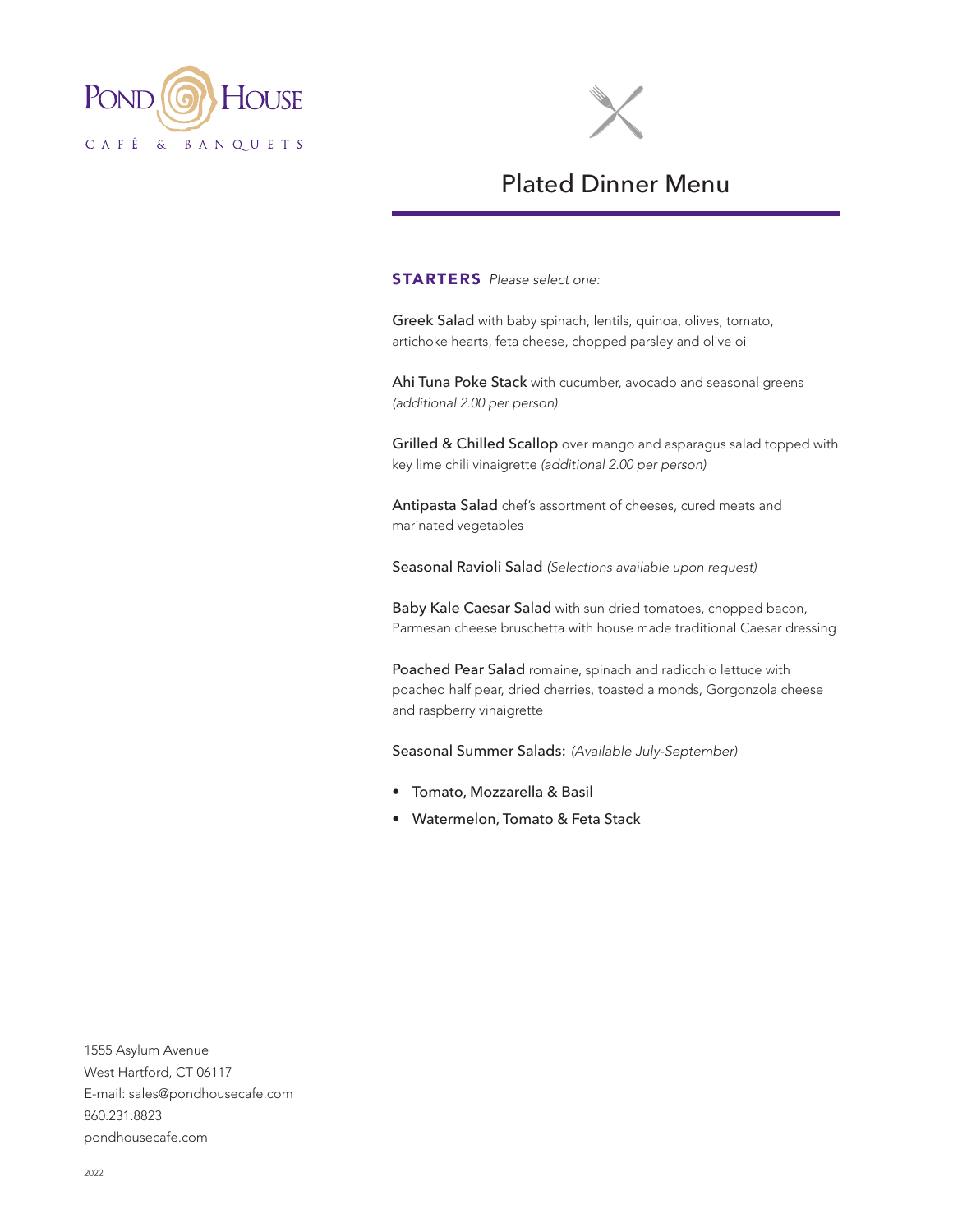# Pond House

CAFÉ & BANQUETS

## Plated Dinner Menu

### STARTERS *Please select one:*

**Greek Salad** with baby spinach, lentils, quinoa, olives, tomato, artichoke hearts, feta cheese, chopped parsley and olive oil

**Ahi Tuna Poke Stack** with cucumber, avocado and seasonal greens *(additional 2.00 per person)*

**Grilled & Chilled Scallop** over mango and asparagus salad topped with key lime chili vinaigrette *(additional 2.00 per person)*

**Antipasta Salad** chef's assortment of cheeses, cured meats and marinated vegetables

**Seasonal Ravioli Salad** *(Selections available upon request)*

**Baby Kale Caesar Salad** with sun dried tomatoes, chopped bacon, Parmesan cheese bruschetta with house made traditional Caesar dressing

**Poached Pear Salad** romaine, spinach and radicchio lettuce with poached half pear, dried cherries, toasted almonds, Gorgonzola cheese and raspberry vinaigrette

**Seasonal Summer Salads:** *(Available July-September)*

- Tomato, Mozzarella & Basil
- Watermelon, Tomato & Feta Stack

1555 Asylum Avenue
West Hartford, CT 06117
E-mail: sales@pondhousecafe.com
860.231.8823
pondhousecafe.com

2022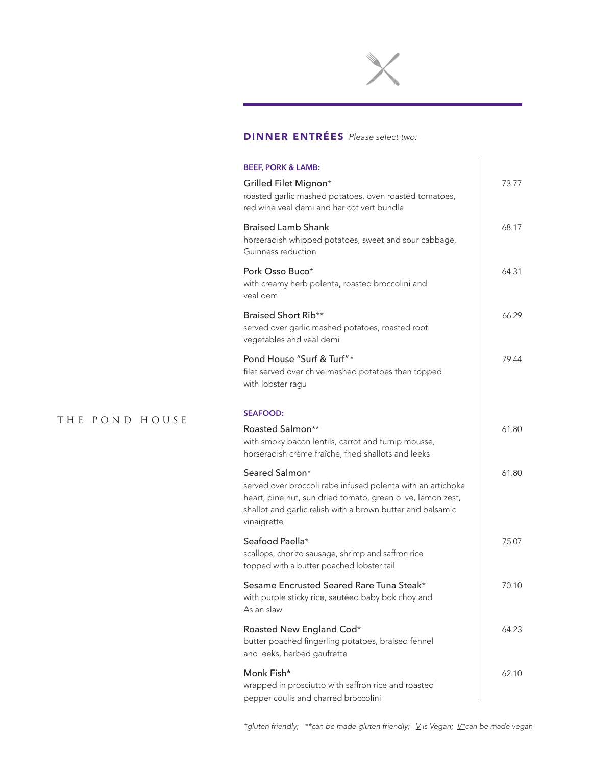THE POND HOUSE

## DINNER ENTRÉES *Please select two:*

### BEEF, PORK & LAMB:

| Item | Price |
|---|---|
| **Grilled Filet Mignon*** <br> roasted garlic mashed potatoes, oven roasted tomatoes, red wine veal demi and haricot vert bundle | 73.77 |
| **Braised Lamb Shank** <br> horseradish whipped potatoes, sweet and sour cabbage, Guinness reduction | 68.17 |
| **Pork Osso Buco*** <br> with creamy herb polenta, roasted broccolini and veal demi | 64.31 |
| **Braised Short Rib**** <br> served over garlic mashed potatoes, roasted root vegetables and veal demi | 66.29 |
| **Pond House "Surf & Turf"*** <br> filet served over chive mashed potatoes then topped with lobster ragu | 79.44 |

### SEAFOOD:

| Item | Price |
|---|---|
| **Roasted Salmon**** <br> with smoky bacon lentils, carrot and turnip mousse, horseradish crème fraîche, fried shallots and leeks | 61.80 |
| **Seared Salmon*** <br> served over broccoli rabe infused polenta with an artichoke heart, pine nut, sun dried tomato, green olive, lemon zest, shallot and garlic relish with a brown butter and balsamic vinaigrette | 61.80 |
| **Seafood Paella*** <br> scallops, chorizo sausage, shrimp and saffron rice topped with a butter poached lobster tail | 75.07 |
| **Sesame Encrusted Seared Rare Tuna Steak*** <br> with purple sticky rice, sautéed baby bok choy and Asian slaw | 70.10 |
| **Roasted New England Cod*** <br> butter poached fingerling potatoes, braised fennel and leeks, herbed gaufrette | 64.23 |
| **Monk Fish*** <br> wrapped in prosciutto with saffron rice and roasted pepper coulis and charred broccolini | 62.10 |

*\*gluten friendly; \*\*can be made gluten friendly; V is Vegan; V\*can be made vegan*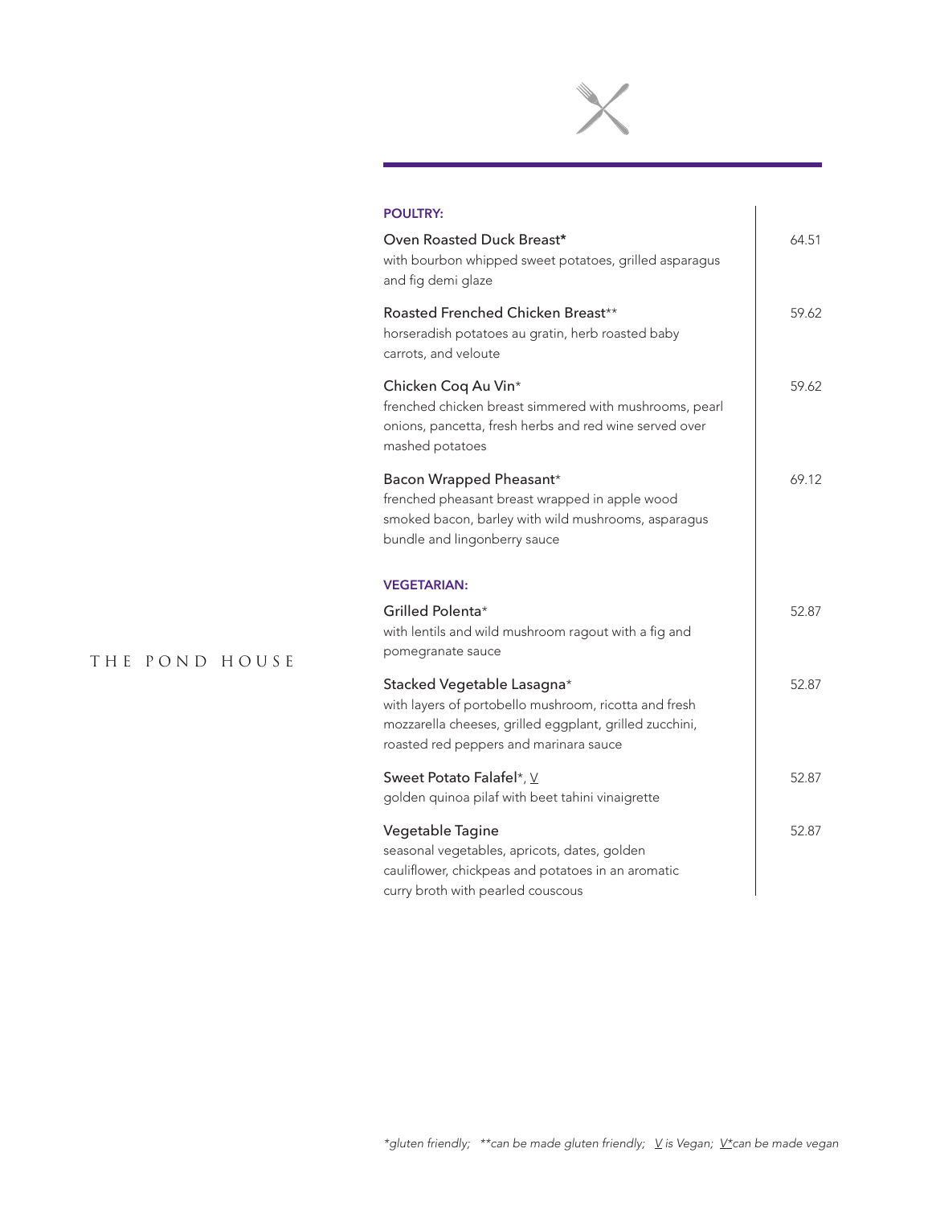THE POND HOUSE

## POULTRY:

**Oven Roasted Duck Breast*** — 64.51
with bourbon whipped sweet potatoes, grilled asparagus and fig demi glaze

**Roasted Frenched Chicken Breast**** — 59.62
horseradish potatoes au gratin, herb roasted baby carrots, and veloute

**Chicken Coq Au Vin*** — 59.62
frenched chicken breast simmered with mushrooms, pearl onions, pancetta, fresh herbs and red wine served over mashed potatoes

**Bacon Wrapped Pheasant*** — 69.12
frenched pheasant breast wrapped in apple wood smoked bacon, barley with wild mushrooms, asparagus bundle and lingonberry sauce

## VEGETARIAN:

**Grilled Polenta*** — 52.87
with lentils and wild mushroom ragout with a fig and pomegranate sauce

**Stacked Vegetable Lasagna*** — 52.87
with layers of portobello mushroom, ricotta and fresh mozzarella cheeses, grilled eggplant, grilled zucchini, roasted red peppers and marinara sauce

**Sweet Potato Falafel*, V** — 52.87
golden quinoa pilaf with beet tahini vinaigrette

**Vegetable Tagine** — 52.87
seasonal vegetables, apricots, dates, golden cauliflower, chickpeas and potatoes in an aromatic curry broth with pearled couscous

*\*gluten friendly; \*\*can be made gluten friendly; V is Vegan; V\*can be made vegan*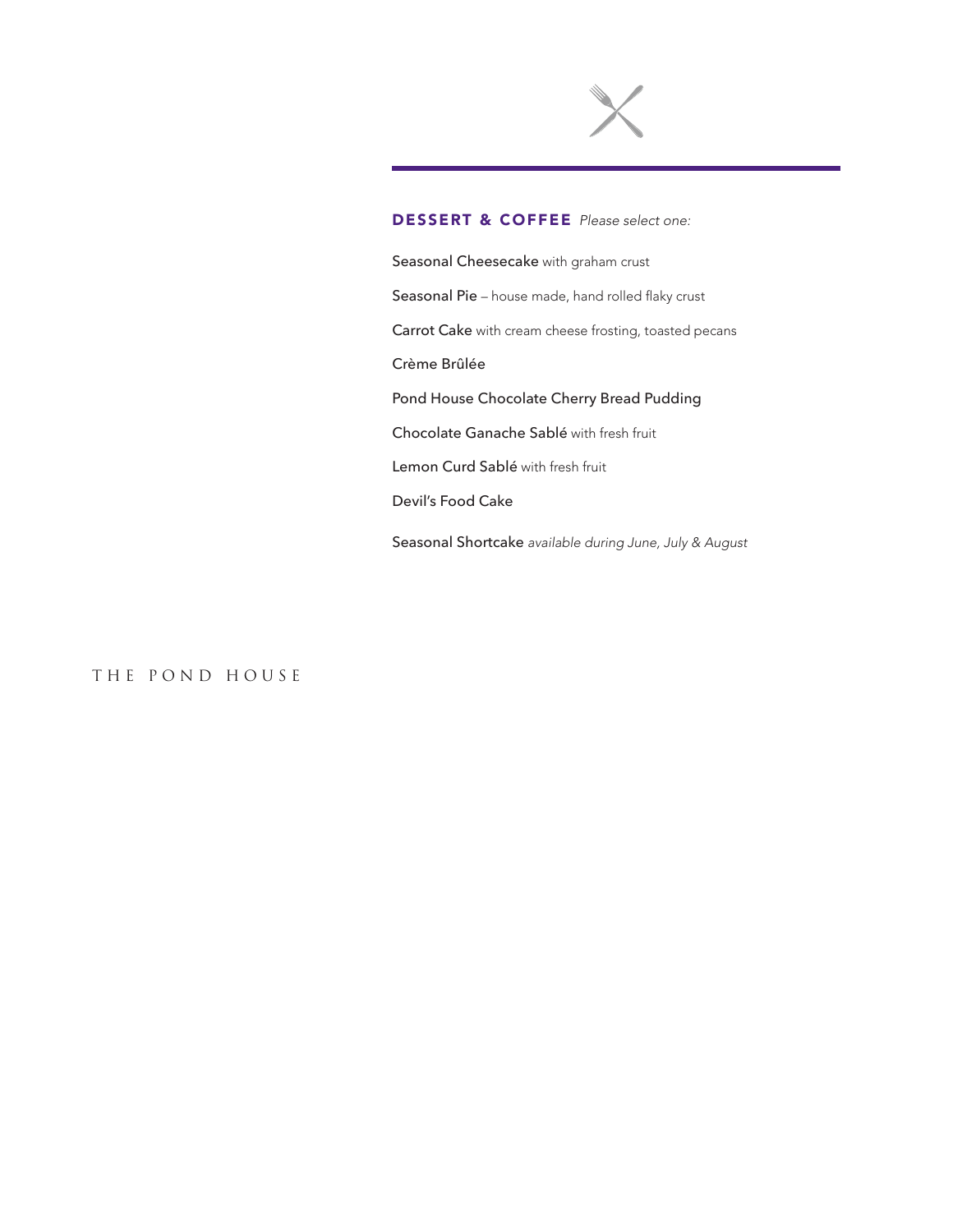## DESSERT & COFFEE *Please select one:*

Seasonal Cheesecake with graham crust

Seasonal Pie – house made, hand rolled flaky crust

Carrot Cake with cream cheese frosting, toasted pecans

Crème Brûlée

Pond House Chocolate Cherry Bread Pudding

Chocolate Ganache Sablé with fresh fruit

Lemon Curd Sablé with fresh fruit

Devil's Food Cake

Seasonal Shortcake *available during June, July & August*

THE POND HOUSE